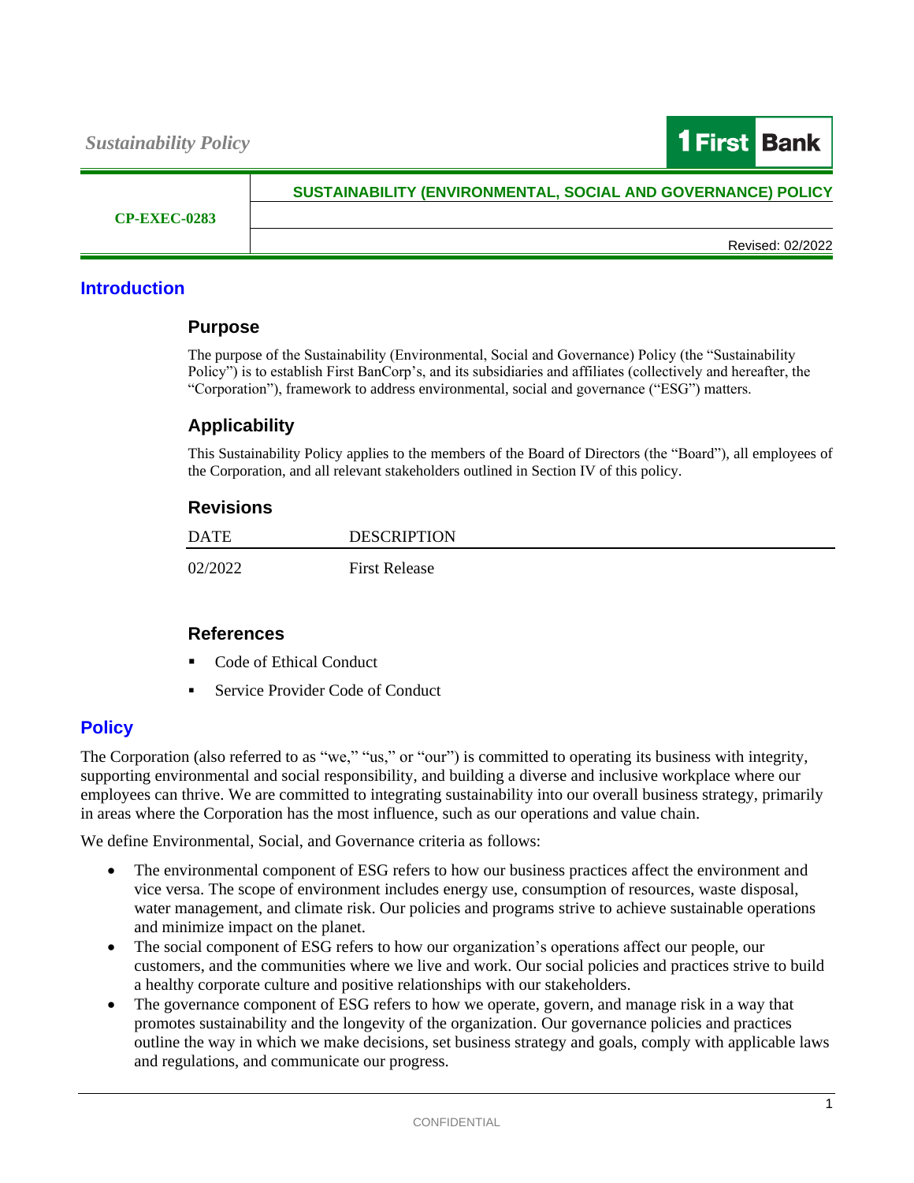*Sustainability Policy*

**1 First Bank**

| CP-EXEC-0283 | SUSTAINABILITY (ENVIRONMENTAL, SOCIAL AND GOVERNANCE) POLICY |
|---|---|
| | |
| | Revised: 02/2022 |

# Introduction

## Purpose

The purpose of the Sustainability (Environmental, Social and Governance) Policy (the "Sustainability Policy") is to establish First BanCorp's, and its subsidiaries and affiliates (collectively and hereafter, the "Corporation"), framework to address environmental, social and governance ("ESG") matters.

## Applicability

This Sustainability Policy applies to the members of the Board of Directors (the "Board"), all employees of the Corporation, and all relevant stakeholders outlined in Section IV of this policy.

## Revisions

| DATE | DESCRIPTION |
|---|---|
| 02/2022 | First Release |

## References

- Code of Ethical Conduct
- Service Provider Code of Conduct

# Policy

The Corporation (also referred to as "we," "us," or "our") is committed to operating its business with integrity, supporting environmental and social responsibility, and building a diverse and inclusive workplace where our employees can thrive. We are committed to integrating sustainability into our overall business strategy, primarily in areas where the Corporation has the most influence, such as our operations and value chain.

We define Environmental, Social, and Governance criteria as follows:

- The environmental component of ESG refers to how our business practices affect the environment and vice versa. The scope of environment includes energy use, consumption of resources, waste disposal, water management, and climate risk. Our policies and programs strive to achieve sustainable operations and minimize impact on the planet.
- The social component of ESG refers to how our organization's operations affect our people, our customers, and the communities where we live and work. Our social policies and practices strive to build a healthy corporate culture and positive relationships with our stakeholders.
- The governance component of ESG refers to how we operate, govern, and manage risk in a way that promotes sustainability and the longevity of the organization. Our governance policies and practices outline the way in which we make decisions, set business strategy and goals, comply with applicable laws and regulations, and communicate our progress.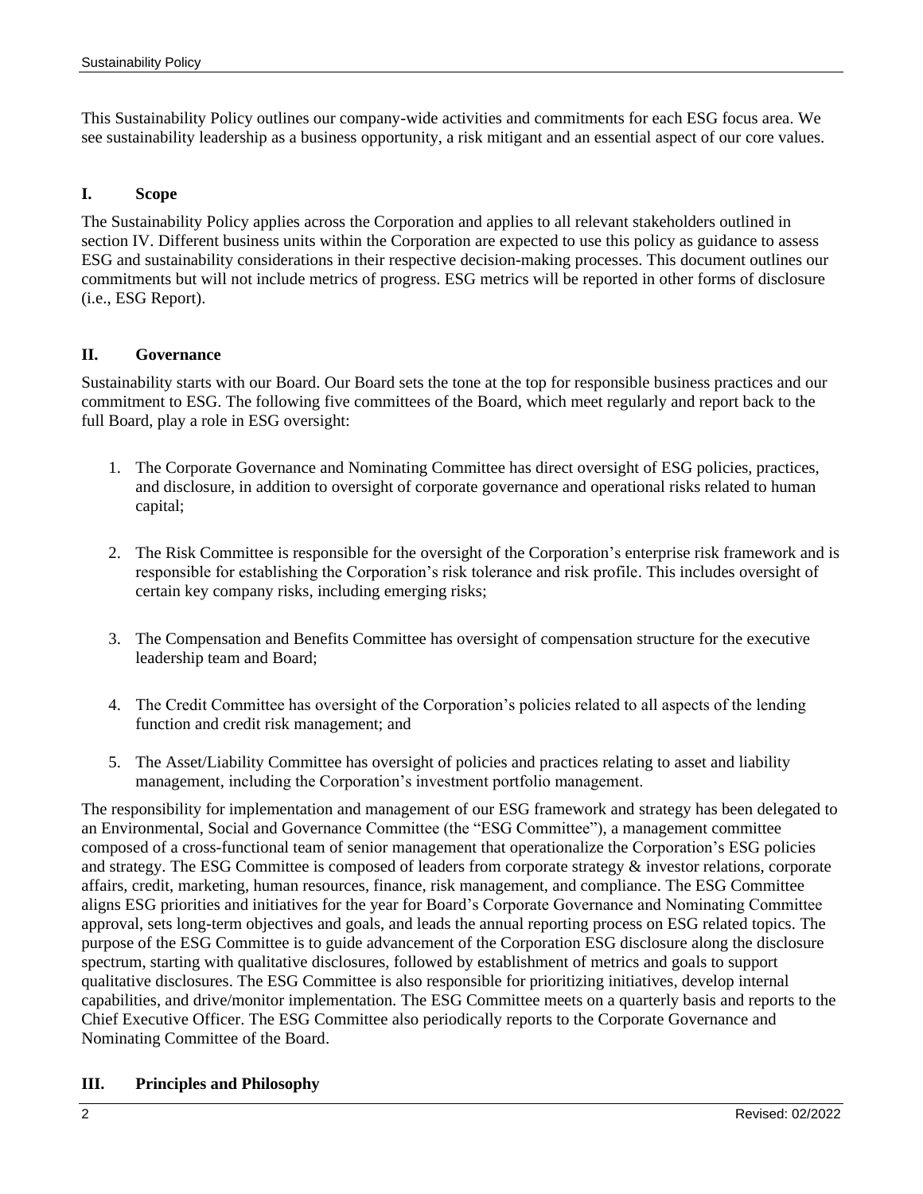This Sustainability Policy outlines our company-wide activities and commitments for each ESG focus area. We see sustainability leadership as a business opportunity, a risk mitigant and an essential aspect of our core values.

## I. Scope

The Sustainability Policy applies across the Corporation and applies to all relevant stakeholders outlined in section IV. Different business units within the Corporation are expected to use this policy as guidance to assess ESG and sustainability considerations in their respective decision-making processes. This document outlines our commitments but will not include metrics of progress. ESG metrics will be reported in other forms of disclosure (i.e., ESG Report).

## II. Governance

Sustainability starts with our Board. Our Board sets the tone at the top for responsible business practices and our commitment to ESG. The following five committees of the Board, which meet regularly and report back to the full Board, play a role in ESG oversight:

1. The Corporate Governance and Nominating Committee has direct oversight of ESG policies, practices, and disclosure, in addition to oversight of corporate governance and operational risks related to human capital;

2. The Risk Committee is responsible for the oversight of the Corporation's enterprise risk framework and is responsible for establishing the Corporation's risk tolerance and risk profile. This includes oversight of certain key company risks, including emerging risks;

3. The Compensation and Benefits Committee has oversight of compensation structure for the executive leadership team and Board;

4. The Credit Committee has oversight of the Corporation's policies related to all aspects of the lending function and credit risk management; and

5. The Asset/Liability Committee has oversight of policies and practices relating to asset and liability management, including the Corporation's investment portfolio management.

The responsibility for implementation and management of our ESG framework and strategy has been delegated to an Environmental, Social and Governance Committee (the "ESG Committee"), a management committee composed of a cross-functional team of senior management that operationalize the Corporation's ESG policies and strategy. The ESG Committee is composed of leaders from corporate strategy & investor relations, corporate affairs, credit, marketing, human resources, finance, risk management, and compliance. The ESG Committee aligns ESG priorities and initiatives for the year for Board's Corporate Governance and Nominating Committee approval, sets long-term objectives and goals, and leads the annual reporting process on ESG related topics. The purpose of the ESG Committee is to guide advancement of the Corporation ESG disclosure along the disclosure spectrum, starting with qualitative disclosures, followed by establishment of metrics and goals to support qualitative disclosures. The ESG Committee is also responsible for prioritizing initiatives, develop internal capabilities, and drive/monitor implementation. The ESG Committee meets on a quarterly basis and reports to the Chief Executive Officer. The ESG Committee also periodically reports to the Corporate Governance and Nominating Committee of the Board.

## III. Principles and Philosophy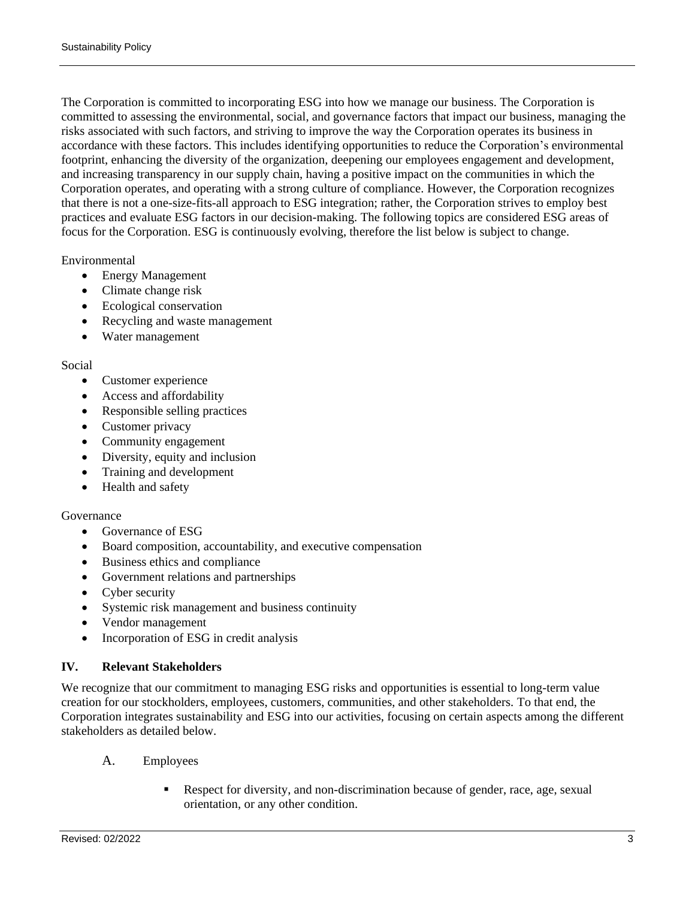The Corporation is committed to incorporating ESG into how we manage our business. The Corporation is committed to assessing the environmental, social, and governance factors that impact our business, managing the risks associated with such factors, and striving to improve the way the Corporation operates its business in accordance with these factors. This includes identifying opportunities to reduce the Corporation's environmental footprint, enhancing the diversity of the organization, deepening our employees engagement and development, and increasing transparency in our supply chain, having a positive impact on the communities in which the Corporation operates, and operating with a strong culture of compliance. However, the Corporation recognizes that there is not a one-size-fits-all approach to ESG integration; rather, the Corporation strives to employ best practices and evaluate ESG factors in our decision-making. The following topics are considered ESG areas of focus for the Corporation. ESG is continuously evolving, therefore the list below is subject to change.

Environmental

- Energy Management
- Climate change risk
- Ecological conservation
- Recycling and waste management
- Water management

Social

- Customer experience
- Access and affordability
- Responsible selling practices
- Customer privacy
- Community engagement
- Diversity, equity and inclusion
- Training and development
- Health and safety

Governance

- Governance of ESG
- Board composition, accountability, and executive compensation
- Business ethics and compliance
- Government relations and partnerships
- Cyber security
- Systemic risk management and business continuity
- Vendor management
- Incorporation of ESG in credit analysis

## IV. Relevant Stakeholders

We recognize that our commitment to managing ESG risks and opportunities is essential to long-term value creation for our stockholders, employees, customers, communities, and other stakeholders. To that end, the Corporation integrates sustainability and ESG into our activities, focusing on certain aspects among the different stakeholders as detailed below.

### A. Employees

- Respect for diversity, and non-discrimination because of gender, race, age, sexual orientation, or any other condition.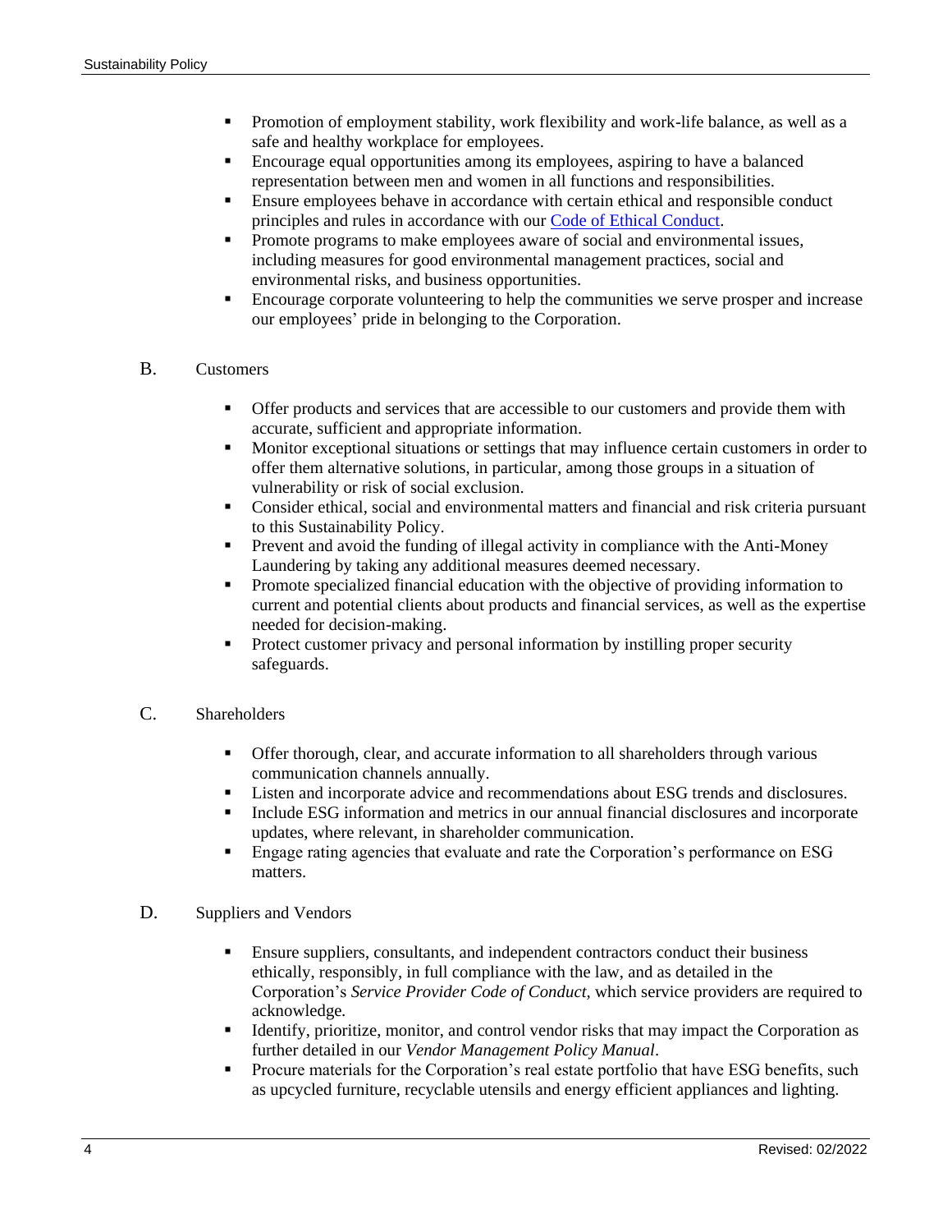- Promotion of employment stability, work flexibility and work-life balance, as well as a safe and healthy workplace for employees.
- Encourage equal opportunities among its employees, aspiring to have a balanced representation between men and women in all functions and responsibilities.
- Ensure employees behave in accordance with certain ethical and responsible conduct principles and rules in accordance with our Code of Ethical Conduct.
- Promote programs to make employees aware of social and environmental issues, including measures for good environmental management practices, social and environmental risks, and business opportunities.
- Encourage corporate volunteering to help the communities we serve prosper and increase our employees' pride in belonging to the Corporation.

## B. Customers

- Offer products and services that are accessible to our customers and provide them with accurate, sufficient and appropriate information.
- Monitor exceptional situations or settings that may influence certain customers in order to offer them alternative solutions, in particular, among those groups in a situation of vulnerability or risk of social exclusion.
- Consider ethical, social and environmental matters and financial and risk criteria pursuant to this Sustainability Policy.
- Prevent and avoid the funding of illegal activity in compliance with the Anti-Money Laundering by taking any additional measures deemed necessary.
- Promote specialized financial education with the objective of providing information to current and potential clients about products and financial services, as well as the expertise needed for decision-making.
- Protect customer privacy and personal information by instilling proper security safeguards.

## C. Shareholders

- Offer thorough, clear, and accurate information to all shareholders through various communication channels annually.
- Listen and incorporate advice and recommendations about ESG trends and disclosures.
- Include ESG information and metrics in our annual financial disclosures and incorporate updates, where relevant, in shareholder communication.
- Engage rating agencies that evaluate and rate the Corporation's performance on ESG matters.

## D. Suppliers and Vendors

- Ensure suppliers, consultants, and independent contractors conduct their business ethically, responsibly, in full compliance with the law, and as detailed in the Corporation's *Service Provider Code of Conduct,* which service providers are required to acknowledge.
- Identify, prioritize, monitor, and control vendor risks that may impact the Corporation as further detailed in our *Vendor Management Policy Manual*.
- Procure materials for the Corporation's real estate portfolio that have ESG benefits, such as upcycled furniture, recyclable utensils and energy efficient appliances and lighting.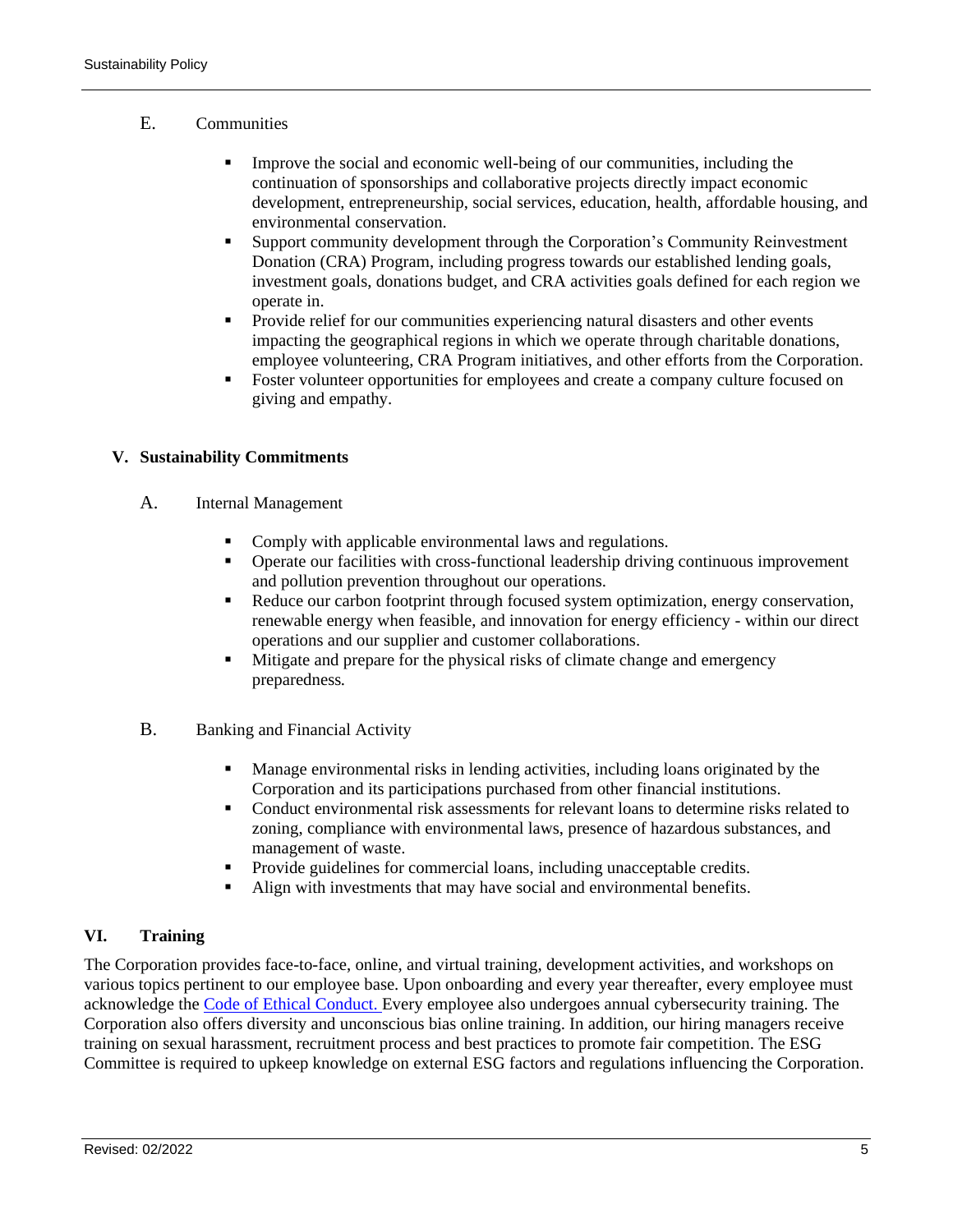E. Communities

- Improve the social and economic well-being of our communities, including the continuation of sponsorships and collaborative projects directly impact economic development, entrepreneurship, social services, education, health, affordable housing, and environmental conservation.
- Support community development through the Corporation's Community Reinvestment Donation (CRA) Program, including progress towards our established lending goals, investment goals, donations budget, and CRA activities goals defined for each region we operate in.
- Provide relief for our communities experiencing natural disasters and other events impacting the geographical regions in which we operate through charitable donations, employee volunteering, CRA Program initiatives, and other efforts from the Corporation.
- Foster volunteer opportunities for employees and create a company culture focused on giving and empathy.

## V. Sustainability Commitments

A. Internal Management

- Comply with applicable environmental laws and regulations.
- Operate our facilities with cross-functional leadership driving continuous improvement and pollution prevention throughout our operations.
- Reduce our carbon footprint through focused system optimization, energy conservation, renewable energy when feasible, and innovation for energy efficiency - within our direct operations and our supplier and customer collaborations.
- Mitigate and prepare for the physical risks of climate change and emergency preparedness.

B. Banking and Financial Activity

- Manage environmental risks in lending activities, including loans originated by the Corporation and its participations purchased from other financial institutions.
- Conduct environmental risk assessments for relevant loans to determine risks related to zoning, compliance with environmental laws, presence of hazardous substances, and management of waste.
- Provide guidelines for commercial loans, including unacceptable credits.
- Align with investments that may have social and environmental benefits.

## VI. Training

The Corporation provides face-to-face, online, and virtual training, development activities, and workshops on various topics pertinent to our employee base. Upon onboarding and every year thereafter, every employee must acknowledge the Code of Ethical Conduct. Every employee also undergoes annual cybersecurity training. The Corporation also offers diversity and unconscious bias online training. In addition, our hiring managers receive training on sexual harassment, recruitment process and best practices to promote fair competition. The ESG Committee is required to upkeep knowledge on external ESG factors and regulations influencing the Corporation.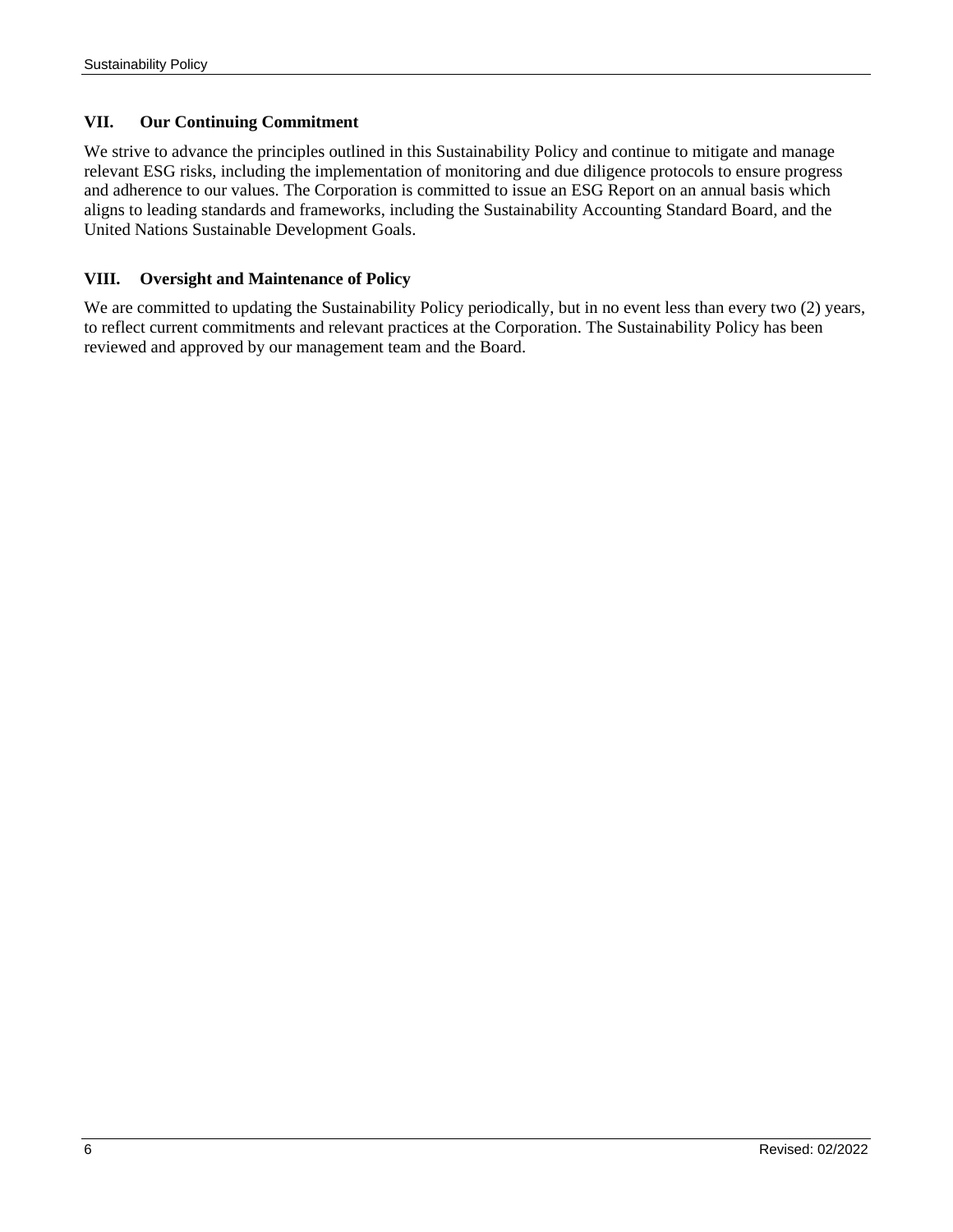## VII. Our Continuing Commitment

We strive to advance the principles outlined in this Sustainability Policy and continue to mitigate and manage relevant ESG risks, including the implementation of monitoring and due diligence protocols to ensure progress and adherence to our values. The Corporation is committed to issue an ESG Report on an annual basis which aligns to leading standards and frameworks, including the Sustainability Accounting Standard Board, and the United Nations Sustainable Development Goals.

## VIII. Oversight and Maintenance of Policy

We are committed to updating the Sustainability Policy periodically, but in no event less than every two (2) years, to reflect current commitments and relevant practices at the Corporation. The Sustainability Policy has been reviewed and approved by our management team and the Board.